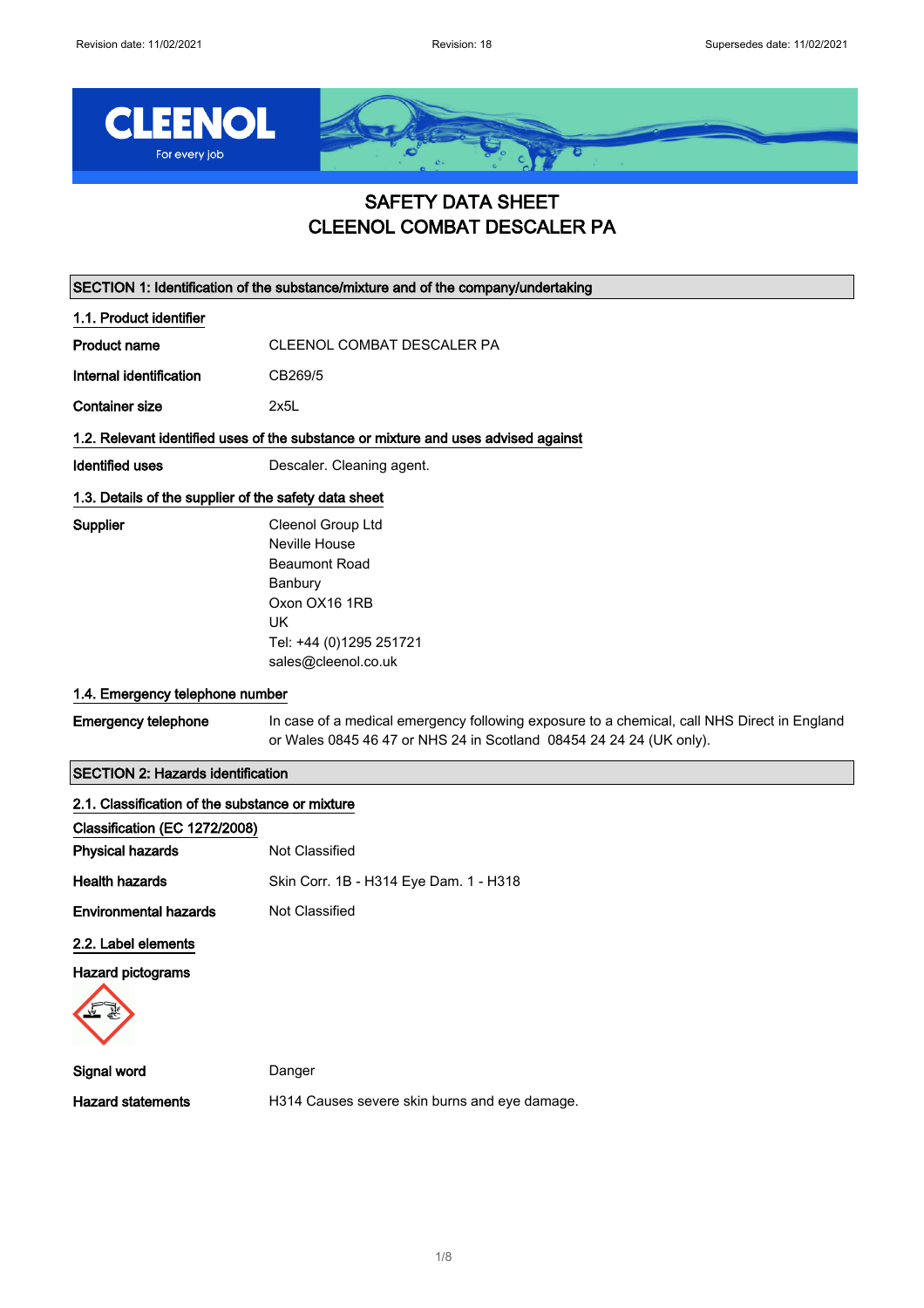# SAFETY DATA SHEET
# CLEENOL COMBAT DESCALER PA

## SECTION 1: Identification of the substance/mixture and of the company/undertaking

### 1.1. Product identifier

**Product name** CLEENOL COMBAT DESCALER PA

**Internal identification** CB269/5

**Container size** 2x5L

### 1.2. Relevant identified uses of the substance or mixture and uses advised against

**Identified uses** Descaler. Cleaning agent.

### 1.3. Details of the supplier of the safety data sheet

**Supplier**
Cleenol Group Ltd
Neville House
Beaumont Road
Banbury
Oxon OX16 1RB
UK
Tel: +44 (0)1295 251721
sales@cleenol.co.uk

### 1.4. Emergency telephone number

**Emergency telephone** In case of a medical emergency following exposure to a chemical, call NHS Direct in England or Wales 0845 46 47 or NHS 24 in Scotland 08454 24 24 24 (UK only).

## SECTION 2: Hazards identification

### 2.1. Classification of the substance or mixture

**Classification (EC 1272/2008)**

**Physical hazards** Not Classified

**Health hazards** Skin Corr. 1B - H314 Eye Dam. 1 - H318

**Environmental hazards** Not Classified

### 2.2. Label elements

**Hazard pictograms**

**Signal word** Danger

**Hazard statements** H314 Causes severe skin burns and eye damage.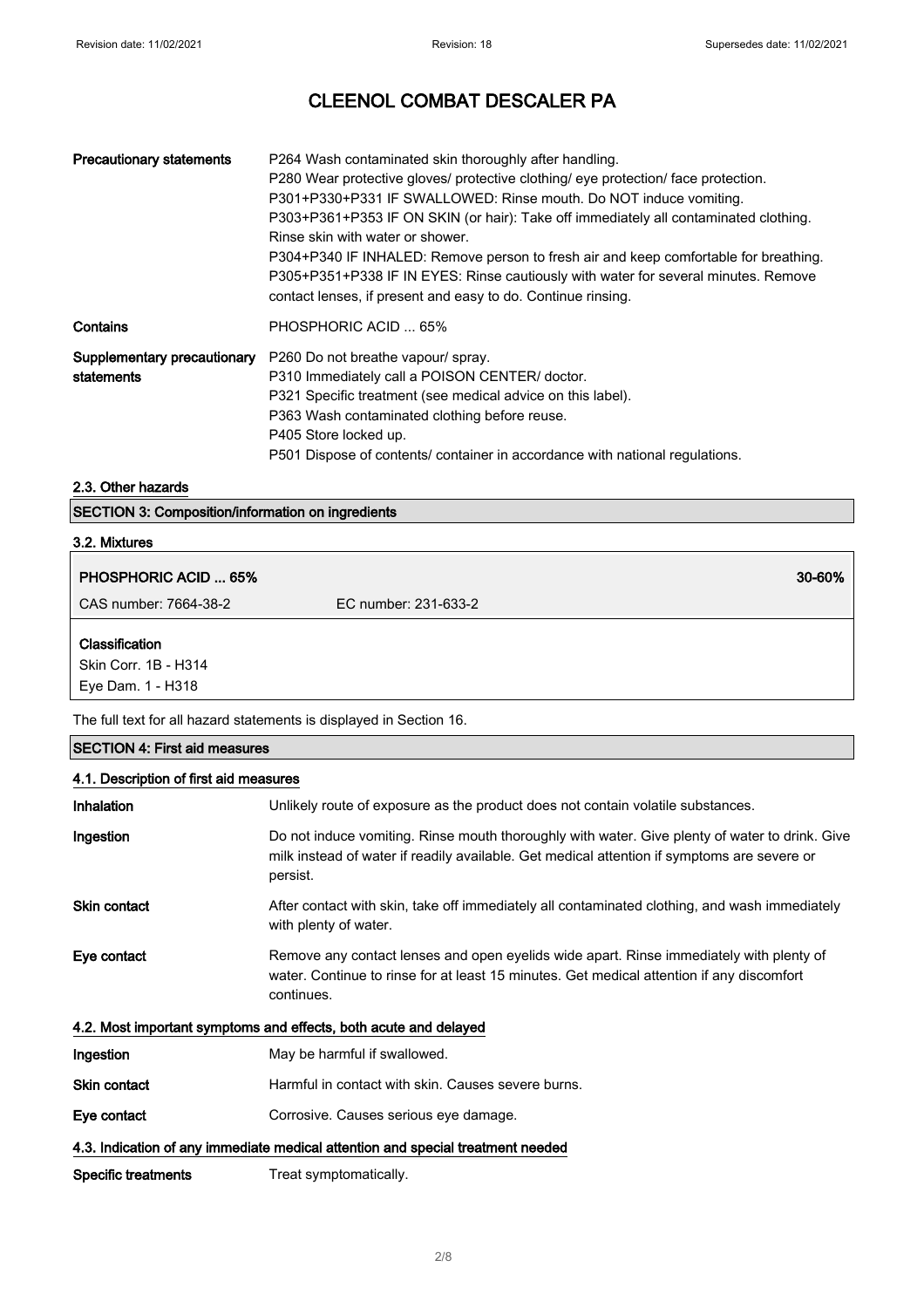| | |
|---|---|
| **Precautionary statements** | P264 Wash contaminated skin thoroughly after handling.<br>P280 Wear protective gloves/ protective clothing/ eye protection/ face protection.<br>P301+P330+P331 IF SWALLOWED: Rinse mouth. Do NOT induce vomiting.<br>P303+P361+P353 IF ON SKIN (or hair): Take off immediately all contaminated clothing. Rinse skin with water or shower.<br>P304+P340 IF INHALED: Remove person to fresh air and keep comfortable for breathing.<br>P305+P351+P338 IF IN EYES: Rinse cautiously with water for several minutes. Remove contact lenses, if present and easy to do. Continue rinsing. |
| **Contains** | PHOSPHORIC ACID ... 65% |
| **Supplementary precautionary statements** | P260 Do not breathe vapour/ spray.<br>P310 Immediately call a POISON CENTER/ doctor.<br>P321 Specific treatment (see medical advice on this label).<br>P363 Wash contaminated clothing before reuse.<br>P405 Store locked up.<br>P501 Dispose of contents/ container in accordance with national regulations. |

### 2.3. Other hazards

## SECTION 3: Composition/information on ingredients

### 3.2. Mixtures

| **PHOSPHORIC ACID ... 65%** | | **30-60%** |
|---|---|---|
| CAS number: 7664-38-2 | EC number: 231-633-2 | |

**Classification**
Skin Corr. 1B - H314
Eye Dam. 1 - H318

The full text for all hazard statements is displayed in Section 16.

## SECTION 4: First aid measures

### 4.1. Description of first aid measures

| | |
|---|---|
| **Inhalation** | Unlikely route of exposure as the product does not contain volatile substances. |
| **Ingestion** | Do not induce vomiting. Rinse mouth thoroughly with water. Give plenty of water to drink. Give milk instead of water if readily available. Get medical attention if symptoms are severe or persist. |
| **Skin contact** | After contact with skin, take off immediately all contaminated clothing, and wash immediately with plenty of water. |
| **Eye contact** | Remove any contact lenses and open eyelids wide apart. Rinse immediately with plenty of water. Continue to rinse for at least 15 minutes. Get medical attention if any discomfort continues. |

### 4.2. Most important symptoms and effects, both acute and delayed

| | |
|---|---|
| **Ingestion** | May be harmful if swallowed. |
| **Skin contact** | Harmful in contact with skin. Causes severe burns. |
| **Eye contact** | Corrosive. Causes serious eye damage. |

### 4.3. Indication of any immediate medical attention and special treatment needed

| | |
|---|---|
| **Specific treatments** | Treat symptomatically. |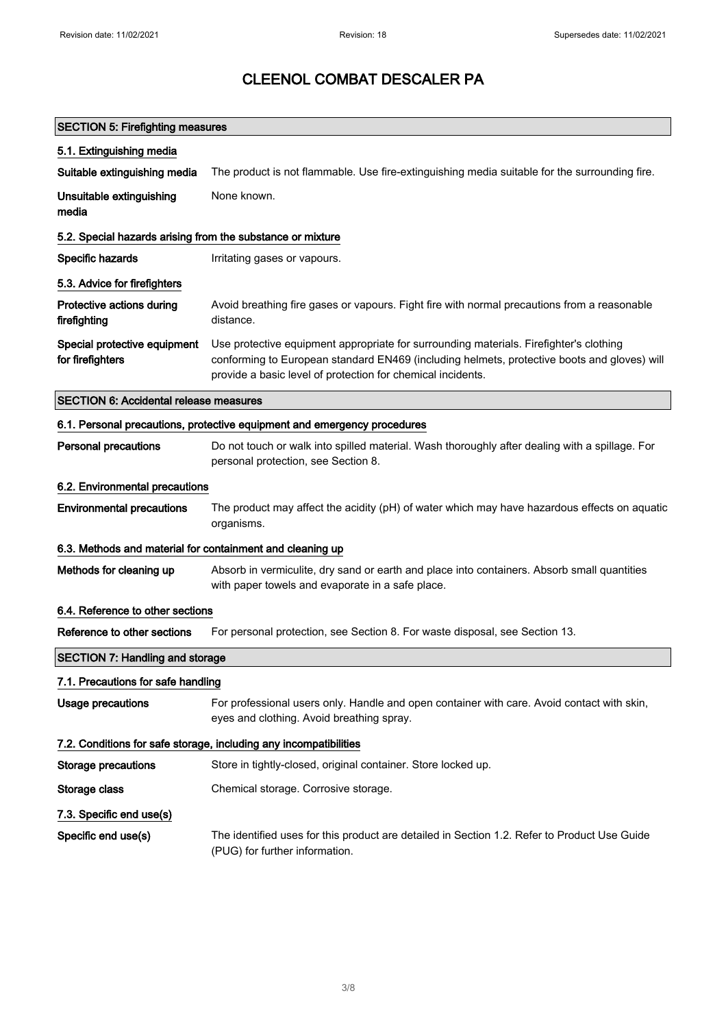# CLEENOL COMBAT DESCALER PA

## SECTION 5: Firefighting measures

### 5.1. Extinguishing media

| | |
|---|---|
| **Suitable extinguishing media** | The product is not flammable. Use fire-extinguishing media suitable for the surrounding fire. |
| **Unsuitable extinguishing media** | None known. |

### 5.2. Special hazards arising from the substance or mixture

| | |
|---|---|
| **Specific hazards** | Irritating gases or vapours. |

### 5.3. Advice for firefighters

| | |
|---|---|
| **Protective actions during firefighting** | Avoid breathing fire gases or vapours. Fight fire with normal precautions from a reasonable distance. |
| **Special protective equipment for firefighters** | Use protective equipment appropriate for surrounding materials. Firefighter's clothing conforming to European standard EN469 (including helmets, protective boots and gloves) will provide a basic level of protection for chemical incidents. |

## SECTION 6: Accidental release measures

### 6.1. Personal precautions, protective equipment and emergency procedures

| | |
|---|---|
| **Personal precautions** | Do not touch or walk into spilled material. Wash thoroughly after dealing with a spillage. For personal protection, see Section 8. |

### 6.2. Environmental precautions

| | |
|---|---|
| **Environmental precautions** | The product may affect the acidity (pH) of water which may have hazardous effects on aquatic organisms. |

### 6.3. Methods and material for containment and cleaning up

| | |
|---|---|
| **Methods for cleaning up** | Absorb in vermiculite, dry sand or earth and place into containers. Absorb small quantities with paper towels and evaporate in a safe place. |

### 6.4. Reference to other sections

| | |
|---|---|
| **Reference to other sections** | For personal protection, see Section 8. For waste disposal, see Section 13. |

## SECTION 7: Handling and storage

### 7.1. Precautions for safe handling

| | |
|---|---|
| **Usage precautions** | For professional users only. Handle and open container with care. Avoid contact with skin, eyes and clothing. Avoid breathing spray. |

### 7.2. Conditions for safe storage, including any incompatibilities

| | |
|---|---|
| **Storage precautions** | Store in tightly-closed, original container. Store locked up. |
| **Storage class** | Chemical storage. Corrosive storage. |

### 7.3. Specific end use(s)

| | |
|---|---|
| **Specific end use(s)** | The identified uses for this product are detailed in Section 1.2. Refer to Product Use Guide (PUG) for further information. |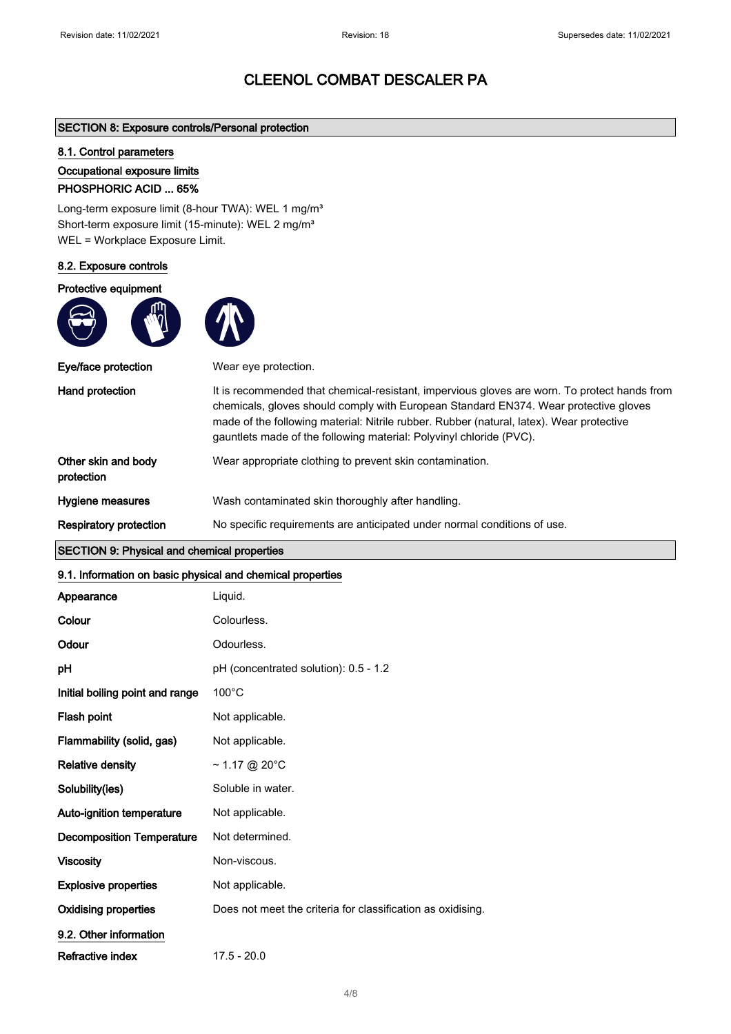# CLEENOL COMBAT DESCALER PA

## SECTION 8: Exposure controls/Personal protection

### 8.1. Control parameters

**Occupational exposure limits**

**PHOSPHORIC ACID ... 65%**

Long-term exposure limit (8-hour TWA): WEL 1 mg/m³
Short-term exposure limit (15-minute): WEL 2 mg/m³
WEL = Workplace Exposure Limit.

### 8.2. Exposure controls

**Protective equipment**

| | |
|---|---|
| **Eye/face protection** | Wear eye protection. |
| **Hand protection** | It is recommended that chemical-resistant, impervious gloves are worn. To protect hands from chemicals, gloves should comply with European Standard EN374. Wear protective gloves made of the following material: Nitrile rubber. Rubber (natural, latex). Wear protective gauntlets made of the following material: Polyvinyl chloride (PVC). |
| **Other skin and body protection** | Wear appropriate clothing to prevent skin contamination. |
| **Hygiene measures** | Wash contaminated skin thoroughly after handling. |
| **Respiratory protection** | No specific requirements are anticipated under normal conditions of use. |

## SECTION 9: Physical and chemical properties

### 9.1. Information on basic physical and chemical properties

| | |
|---|---|
| **Appearance** | Liquid. |
| **Colour** | Colourless. |
| **Odour** | Odourless. |
| **pH** | pH (concentrated solution): 0.5 - 1.2 |
| **Initial boiling point and range** | 100°C |
| **Flash point** | Not applicable. |
| **Flammability (solid, gas)** | Not applicable. |
| **Relative density** | ~ 1.17 @ 20°C |
| **Solubility(ies)** | Soluble in water. |
| **Auto-ignition temperature** | Not applicable. |
| **Decomposition Temperature** | Not determined. |
| **Viscosity** | Non-viscous. |
| **Explosive properties** | Not applicable. |
| **Oxidising properties** | Does not meet the criteria for classification as oxidising. |

### 9.2. Other information

| | |
|---|---|
| **Refractive index** | 17.5 - 20.0 |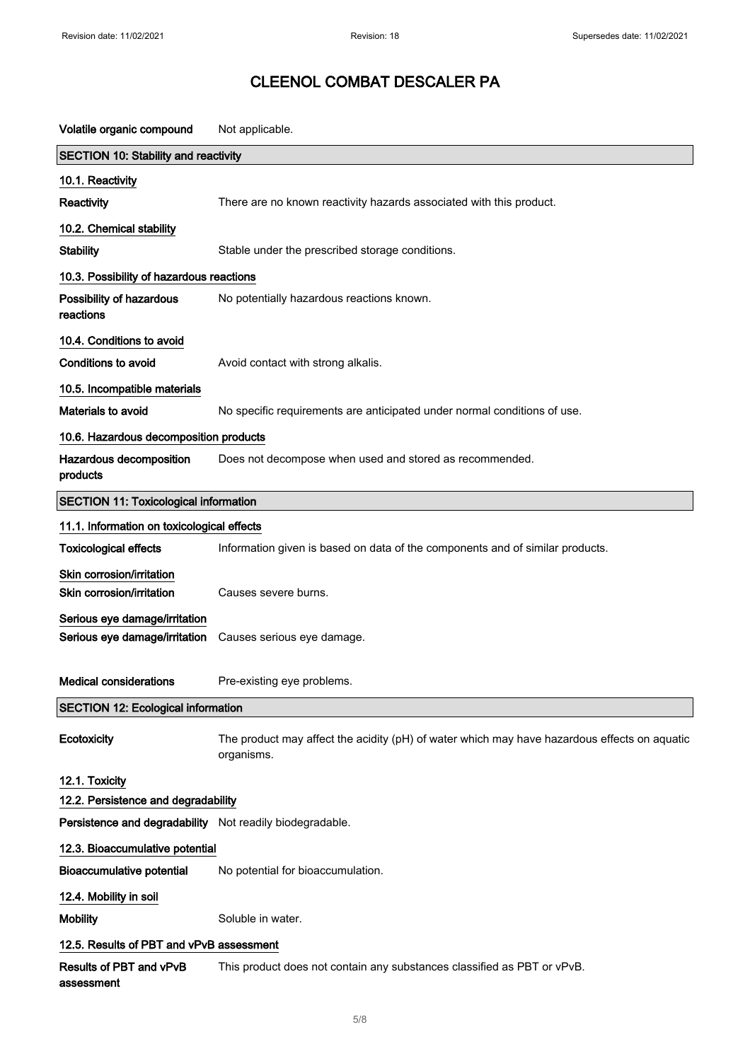| | |
|---|---|
| **Volatile organic compound** | Not applicable. |

## SECTION 10: Stability and reactivity

### 10.1. Reactivity

| | |
|---|---|
| **Reactivity** | There are no known reactivity hazards associated with this product. |

### 10.2. Chemical stability

| | |
|---|---|
| **Stability** | Stable under the prescribed storage conditions. |

### 10.3. Possibility of hazardous reactions

| | |
|---|---|
| **Possibility of hazardous reactions** | No potentially hazardous reactions known. |

### 10.4. Conditions to avoid

| | |
|---|---|
| **Conditions to avoid** | Avoid contact with strong alkalis. |

### 10.5. Incompatible materials

| | |
|---|---|
| **Materials to avoid** | No specific requirements are anticipated under normal conditions of use. |

### 10.6. Hazardous decomposition products

| | |
|---|---|
| **Hazardous decomposition products** | Does not decompose when used and stored as recommended. |

## SECTION 11: Toxicological information

### 11.1. Information on toxicological effects

| | |
|---|---|
| **Toxicological effects** | Information given is based on data of the components and of similar products. |

**Skin corrosion/irritation**

| | |
|---|---|
| **Skin corrosion/irritation** | Causes severe burns. |

**Serious eye damage/irritation**

| | |
|---|---|
| **Serious eye damage/irritation** | Causes serious eye damage. |
| **Medical considerations** | Pre-existing eye problems. |

## SECTION 12: Ecological information

| | |
|---|---|
| **Ecotoxicity** | The product may affect the acidity (pH) of water which may have hazardous effects on aquatic organisms. |

### 12.1. Toxicity

### 12.2. Persistence and degradability

| | |
|---|---|
| **Persistence and degradability** | Not readily biodegradable. |

### 12.3. Bioaccumulative potential

| | |
|---|---|
| **Bioaccumulative potential** | No potential for bioaccumulation. |

### 12.4. Mobility in soil

| | |
|---|---|
| **Mobility** | Soluble in water. |

### 12.5. Results of PBT and vPvB assessment

| | |
|---|---|
| **Results of PBT and vPvB assessment** | This product does not contain any substances classified as PBT or vPvB. |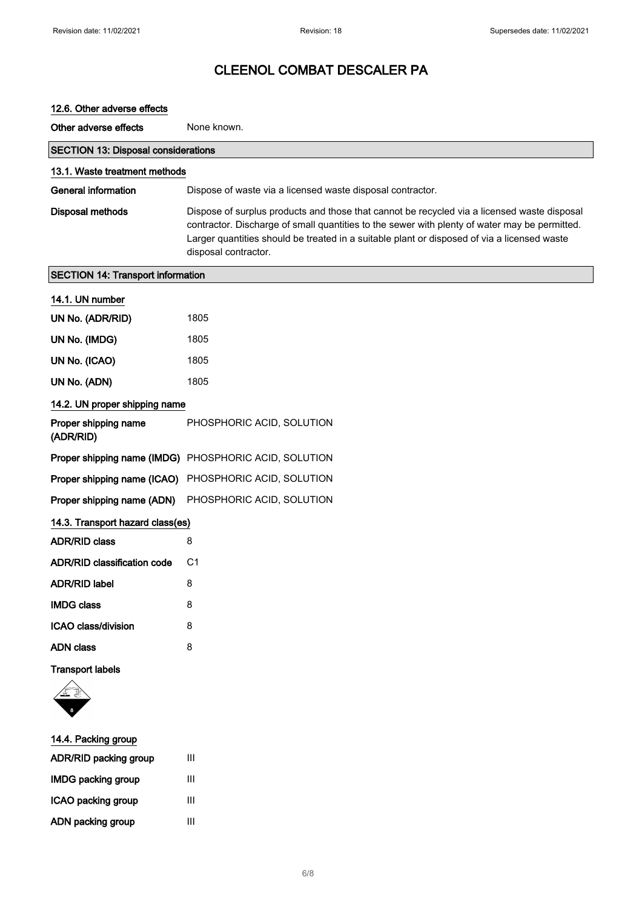#### 12.6. Other adverse effects

**Other adverse effects** None known.

## SECTION 13: Disposal considerations

#### 13.1. Waste treatment methods

**General information** Dispose of waste via a licensed waste disposal contractor.

**Disposal methods** Dispose of surplus products and those that cannot be recycled via a licensed waste disposal contractor. Discharge of small quantities to the sewer with plenty of water may be permitted. Larger quantities should be treated in a suitable plant or disposed of via a licensed waste disposal contractor.

## SECTION 14: Transport information

#### 14.1. UN number

**UN No. (ADR/RID)** 1805

**UN No. (IMDG)** 1805

**UN No. (ICAO)** 1805

**UN No. (ADN)** 1805

#### 14.2. UN proper shipping name

**Proper shipping name (ADR/RID)** PHOSPHORIC ACID, SOLUTION

**Proper shipping name (IMDG)** PHOSPHORIC ACID, SOLUTION

**Proper shipping name (ICAO)** PHOSPHORIC ACID, SOLUTION

**Proper shipping name (ADN)** PHOSPHORIC ACID, SOLUTION

#### 14.3. Transport hazard class(es)

**ADR/RID class** 8

**ADR/RID classification code** C1

**ADR/RID label** 8

**IMDG class** 8

**ICAO class/division** 8

**ADN class** 8

**Transport labels**

#### 14.4. Packing group

**ADR/RID packing group** III

**IMDG packing group** III

**ICAO packing group** III

**ADN packing group** III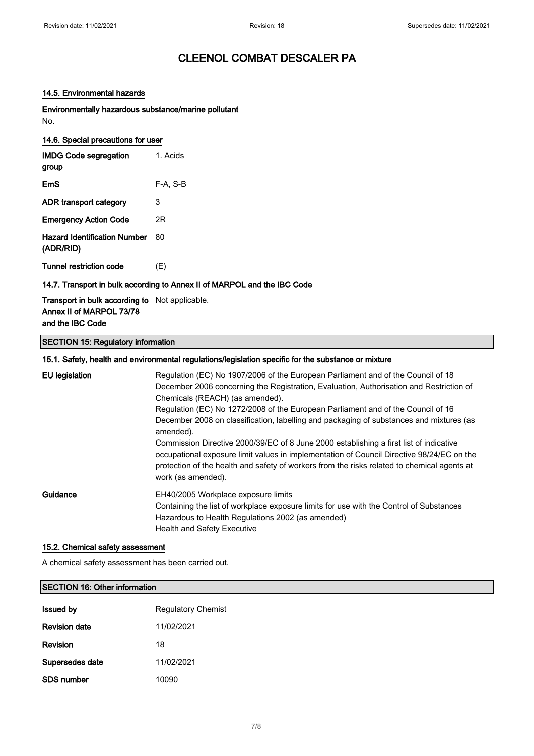### 14.5. Environmental hazards

**Environmentally hazardous substance/marine pollutant**

No.

### 14.6. Special precautions for user

| | |
|---|---|
| **IMDG Code segregation group** | 1. Acids |
| **EmS** | F-A, S-B |
| **ADR transport category** | 3 |
| **Emergency Action Code** | 2R |
| **Hazard Identification Number (ADR/RID)** | 80 |
| **Tunnel restriction code** | (E) |

### 14.7. Transport in bulk according to Annex II of MARPOL and the IBC Code

| | |
|---|---|
| **Transport in bulk according to Annex II of MARPOL 73/78 and the IBC Code** | Not applicable. |

## SECTION 15: Regulatory information

### 15.1. Safety, health and environmental regulations/legislation specific for the substance or mixture

| | |
|---|---|
| **EU legislation** | Regulation (EC) No 1907/2006 of the European Parliament and of the Council of 18 December 2006 concerning the Registration, Evaluation, Authorisation and Restriction of Chemicals (REACH) (as amended). Regulation (EC) No 1272/2008 of the European Parliament and of the Council of 16 December 2008 on classification, labelling and packaging of substances and mixtures (as amended). Commission Directive 2000/39/EC of 8 June 2000 establishing a first list of indicative occupational exposure limit values in implementation of Council Directive 98/24/EC on the protection of the health and safety of workers from the risks related to chemical agents at work (as amended). |
| **Guidance** | EH40/2005 Workplace exposure limits Containing the list of workplace exposure limits for use with the Control of Substances Hazardous to Health Regulations 2002 (as amended) Health and Safety Executive |

### 15.2. Chemical safety assessment

A chemical safety assessment has been carried out.

## SECTION 16: Other information

| | |
|---|---|
| **Issued by** | Regulatory Chemist |
| **Revision date** | 11/02/2021 |
| **Revision** | 18 |
| **Supersedes date** | 11/02/2021 |
| **SDS number** | 10090 |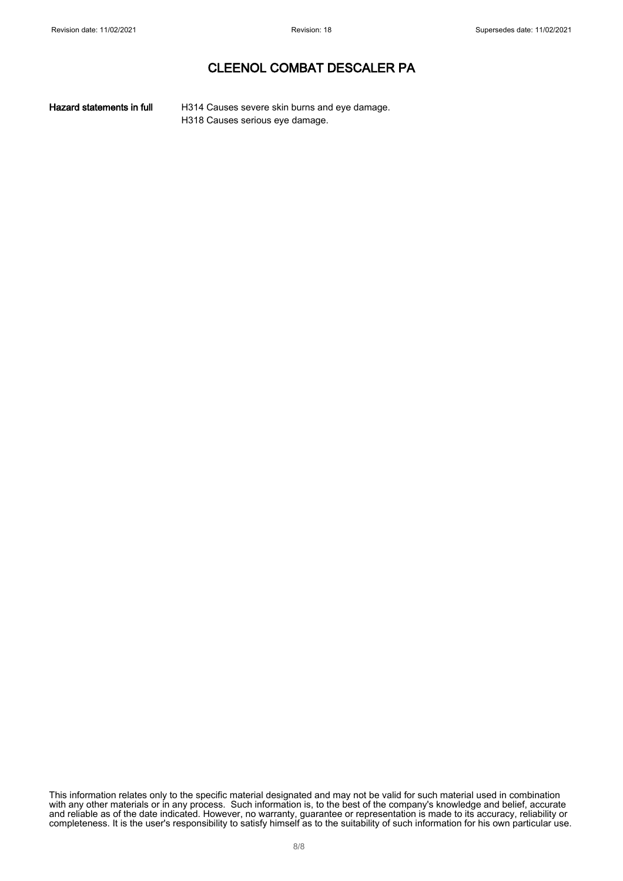**Hazard statements in full** H314 Causes severe skin burns and eye damage.
H318 Causes serious eye damage.

This information relates only to the specific material designated and may not be valid for such material used in combination with any other materials or in any process. Such information is, to the best of the company's knowledge and belief, accurate and reliable as of the date indicated. However, no warranty, guarantee or representation is made to its accuracy, reliability or completeness. It is the user's responsibility to satisfy himself as to the suitability of such information for his own particular use.